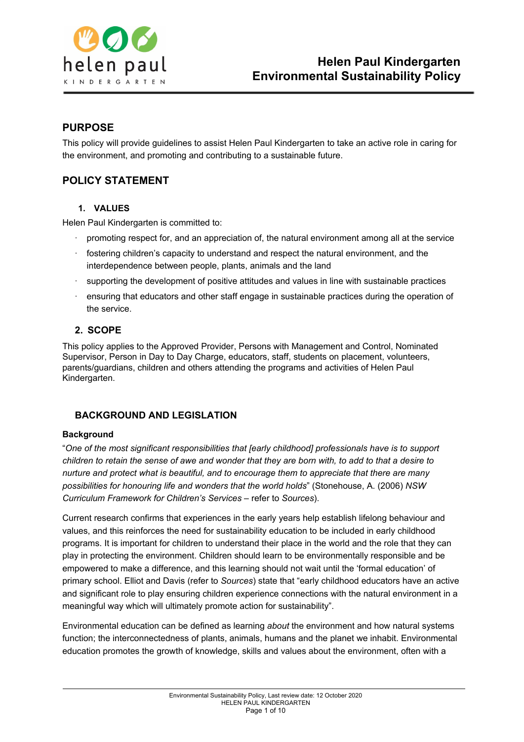# Helen Paul Kindergarten Environmental Sustainability Policy

## PURPOSE

This policy will provide guidelines to assist Helen Paul Kindergarten to take an active role in caring for the environment, and promoting and contributing to a sustainable future.

## POLICY STATEMENT

### 1. VALUES

Helen Paul Kindergarten is committed to:

- promoting respect for, and an appreciation of, the natural environment among all at the service
- fostering children's capacity to understand and respect the natural environment, and the interdependence between people, plants, animals and the land
- supporting the development of positive attitudes and values in line with sustainable practices
- ensuring that educators and other staff engage in sustainable practices during the operation of the service.

### 2. SCOPE

This policy applies to the Approved Provider, Persons with Management and Control, Nominated Supervisor, Person in Day to Day Charge, educators, staff, students on placement, volunteers, parents/guardians, children and others attending the programs and activities of Helen Paul Kindergarten.

## BACKGROUND AND LEGISLATION

**Background**

"*One of the most significant responsibilities that [early childhood] professionals have is to support children to retain the sense of awe and wonder that they are born with, to add to that a desire to nurture and protect what is beautiful, and to encourage them to appreciate that there are many possibilities for honouring life and wonders that the world holds*" (Stonehouse, A. (2006) *NSW Curriculum Framework for Children's Services* – refer to *Sources*).

Current research confirms that experiences in the early years help establish lifelong behaviour and values, and this reinforces the need for sustainability education to be included in early childhood programs. It is important for children to understand their place in the world and the role that they can play in protecting the environment. Children should learn to be environmentally responsible and be empowered to make a difference, and this learning should not wait until the 'formal education' of primary school. Elliot and Davis (refer to *Sources*) state that "early childhood educators have an active and significant role to play ensuring children experience connections with the natural environment in a meaningful way which will ultimately promote action for sustainability".

Environmental education can be defined as learning *about* the environment and how natural systems function; the interconnectedness of plants, animals, humans and the planet we inhabit. Environmental education promotes the growth of knowledge, skills and values about the environment, often with a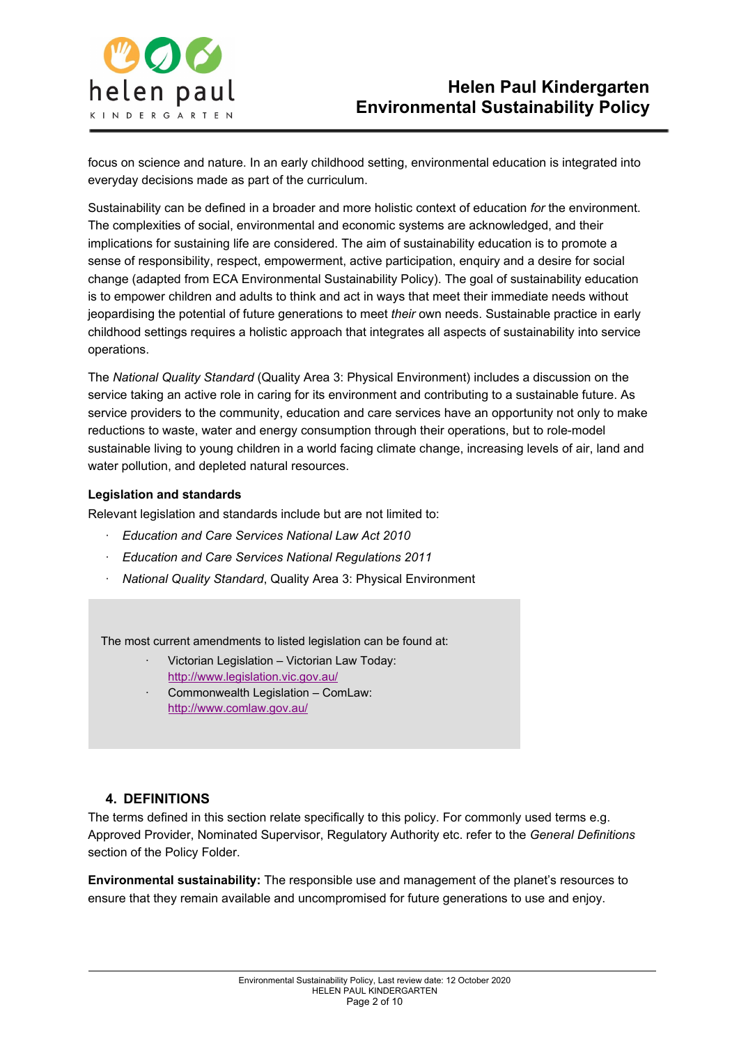focus on science and nature. In an early childhood setting, environmental education is integrated into everyday decisions made as part of the curriculum.

Sustainability can be defined in a broader and more holistic context of education *for* the environment. The complexities of social, environmental and economic systems are acknowledged, and their implications for sustaining life are considered. The aim of sustainability education is to promote a sense of responsibility, respect, empowerment, active participation, enquiry and a desire for social change (adapted from ECA Environmental Sustainability Policy). The goal of sustainability education is to empower children and adults to think and act in ways that meet their immediate needs without jeopardising the potential of future generations to meet *their* own needs. Sustainable practice in early childhood settings requires a holistic approach that integrates all aspects of sustainability into service operations.

The *National Quality Standard* (Quality Area 3: Physical Environment) includes a discussion on the service taking an active role in caring for its environment and contributing to a sustainable future. As service providers to the community, education and care services have an opportunity not only to make reductions to waste, water and energy consumption through their operations, but to role-model sustainable living to young children in a world facing climate change, increasing levels of air, land and water pollution, and depleted natural resources.

**Legislation and standards**

Relevant legislation and standards include but are not limited to:

- *Education and Care Services National Law Act 2010*
- *Education and Care Services National Regulations 2011*
- *National Quality Standard*, Quality Area 3: Physical Environment

The most current amendments to listed legislation can be found at:

- Victorian Legislation – Victorian Law Today: http://www.legislation.vic.gov.au/
- Commonwealth Legislation – ComLaw: http://www.comlaw.gov.au/

## 4. DEFINITIONS

The terms defined in this section relate specifically to this policy. For commonly used terms e.g. Approved Provider, Nominated Supervisor, Regulatory Authority etc. refer to the *General Definitions* section of the Policy Folder.

**Environmental sustainability:** The responsible use and management of the planet's resources to ensure that they remain available and uncompromised for future generations to use and enjoy.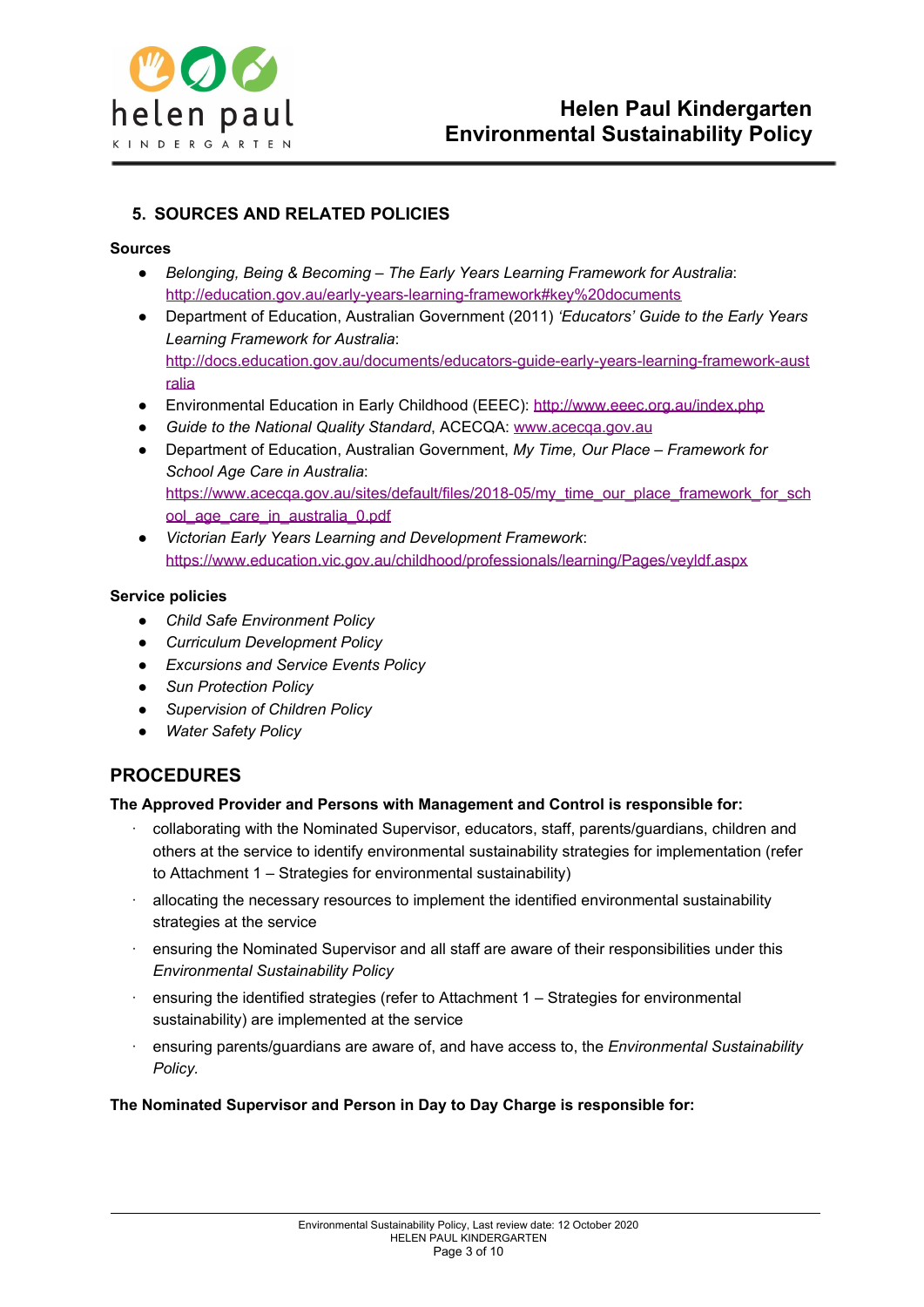## 5. SOURCES AND RELATED POLICIES

**Sources**

- *Belonging, Being & Becoming – The Early Years Learning Framework for Australia*: http://education.gov.au/early-years-learning-framework#key%20documents
- Department of Education, Australian Government (2011) *'Educators' Guide to the Early Years Learning Framework for Australia*: http://docs.education.gov.au/documents/educators-guide-early-years-learning-framework-australia
- Environmental Education in Early Childhood (EEEC): http://www.eeec.org.au/index.php
- *Guide to the National Quality Standard*, ACECQA: www.acecqa.gov.au
- Department of Education, Australian Government, *My Time, Our Place – Framework for School Age Care in Australia*: https://www.acecqa.gov.au/sites/default/files/2018-05/my_time_our_place_framework_for_school_age_care_in_australia_0.pdf
- *Victorian Early Years Learning and Development Framework*: https://www.education.vic.gov.au/childhood/professionals/learning/Pages/veyldf.aspx

**Service policies**

- *Child Safe Environment Policy*
- *Curriculum Development Policy*
- *Excursions and Service Events Policy*
- *Sun Protection Policy*
- *Supervision of Children Policy*
- *Water Safety Policy*

## PROCEDURES

**The Approved Provider and Persons with Management and Control is responsible for:**

- collaborating with the Nominated Supervisor, educators, staff, parents/guardians, children and others at the service to identify environmental sustainability strategies for implementation (refer to Attachment 1 – Strategies for environmental sustainability)
- allocating the necessary resources to implement the identified environmental sustainability strategies at the service
- ensuring the Nominated Supervisor and all staff are aware of their responsibilities under this *Environmental Sustainability Policy*
- ensuring the identified strategies (refer to Attachment 1 – Strategies for environmental sustainability) are implemented at the service
- ensuring parents/guardians are aware of, and have access to, the *Environmental Sustainability Policy.*

**The Nominated Supervisor and Person in Day to Day Charge is responsible for:**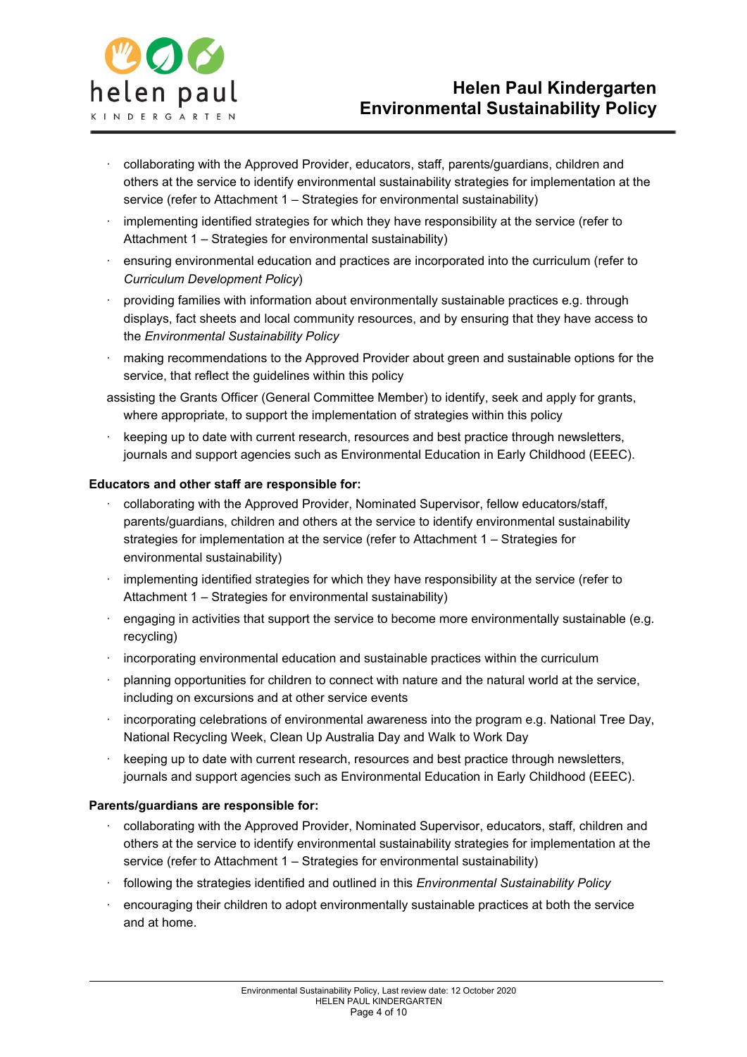- collaborating with the Approved Provider, educators, staff, parents/guardians, children and others at the service to identify environmental sustainability strategies for implementation at the service (refer to Attachment 1 – Strategies for environmental sustainability)
- implementing identified strategies for which they have responsibility at the service (refer to Attachment 1 – Strategies for environmental sustainability)
- ensuring environmental education and practices are incorporated into the curriculum (refer to *Curriculum Development Policy*)
- providing families with information about environmentally sustainable practices e.g. through displays, fact sheets and local community resources, and by ensuring that they have access to the *Environmental Sustainability Policy*
- making recommendations to the Approved Provider about green and sustainable options for the service, that reflect the guidelines within this policy

assisting the Grants Officer (General Committee Member) to identify, seek and apply for grants, where appropriate, to support the implementation of strategies within this policy

- keeping up to date with current research, resources and best practice through newsletters, journals and support agencies such as Environmental Education in Early Childhood (EEEC).

**Educators and other staff are responsible for:**

- collaborating with the Approved Provider, Nominated Supervisor, fellow educators/staff, parents/guardians, children and others at the service to identify environmental sustainability strategies for implementation at the service (refer to Attachment 1 – Strategies for environmental sustainability)
- implementing identified strategies for which they have responsibility at the service (refer to Attachment 1 – Strategies for environmental sustainability)
- engaging in activities that support the service to become more environmentally sustainable (e.g. recycling)
- incorporating environmental education and sustainable practices within the curriculum
- planning opportunities for children to connect with nature and the natural world at the service, including on excursions and at other service events
- incorporating celebrations of environmental awareness into the program e.g. National Tree Day, National Recycling Week, Clean Up Australia Day and Walk to Work Day
- keeping up to date with current research, resources and best practice through newsletters, journals and support agencies such as Environmental Education in Early Childhood (EEEC).

**Parents/guardians are responsible for:**

- collaborating with the Approved Provider, Nominated Supervisor, educators, staff, children and others at the service to identify environmental sustainability strategies for implementation at the service (refer to Attachment 1 – Strategies for environmental sustainability)
- following the strategies identified and outlined in this *Environmental Sustainability Policy*
- encouraging their children to adopt environmentally sustainable practices at both the service and at home.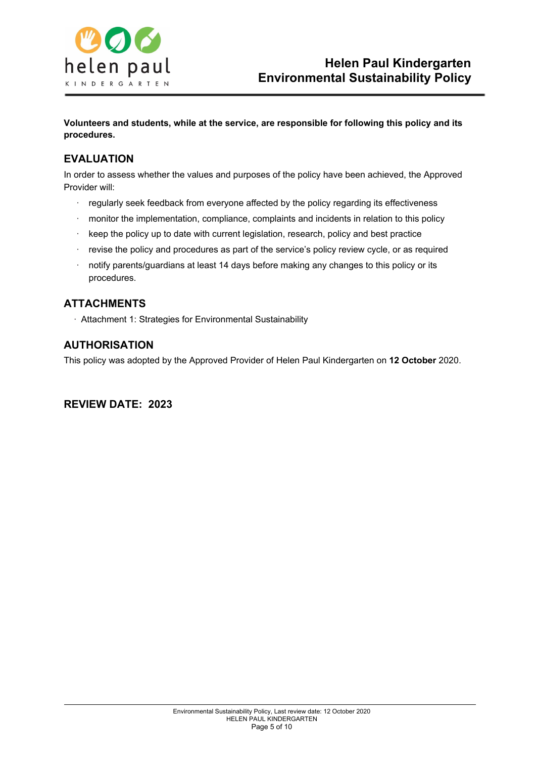**Volunteers and students, while at the service, are responsible for following this policy and its procedures.**

## EVALUATION

In order to assess whether the values and purposes of the policy have been achieved, the Approved Provider will:

- regularly seek feedback from everyone affected by the policy regarding its effectiveness
- monitor the implementation, compliance, complaints and incidents in relation to this policy
- keep the policy up to date with current legislation, research, policy and best practice
- revise the policy and procedures as part of the service's policy review cycle, or as required
- notify parents/guardians at least 14 days before making any changes to this policy or its procedures.

## ATTACHMENTS

- Attachment 1: Strategies for Environmental Sustainability

## AUTHORISATION

This policy was adopted by the Approved Provider of Helen Paul Kindergarten on **12 October** 2020.

## REVIEW DATE: 2023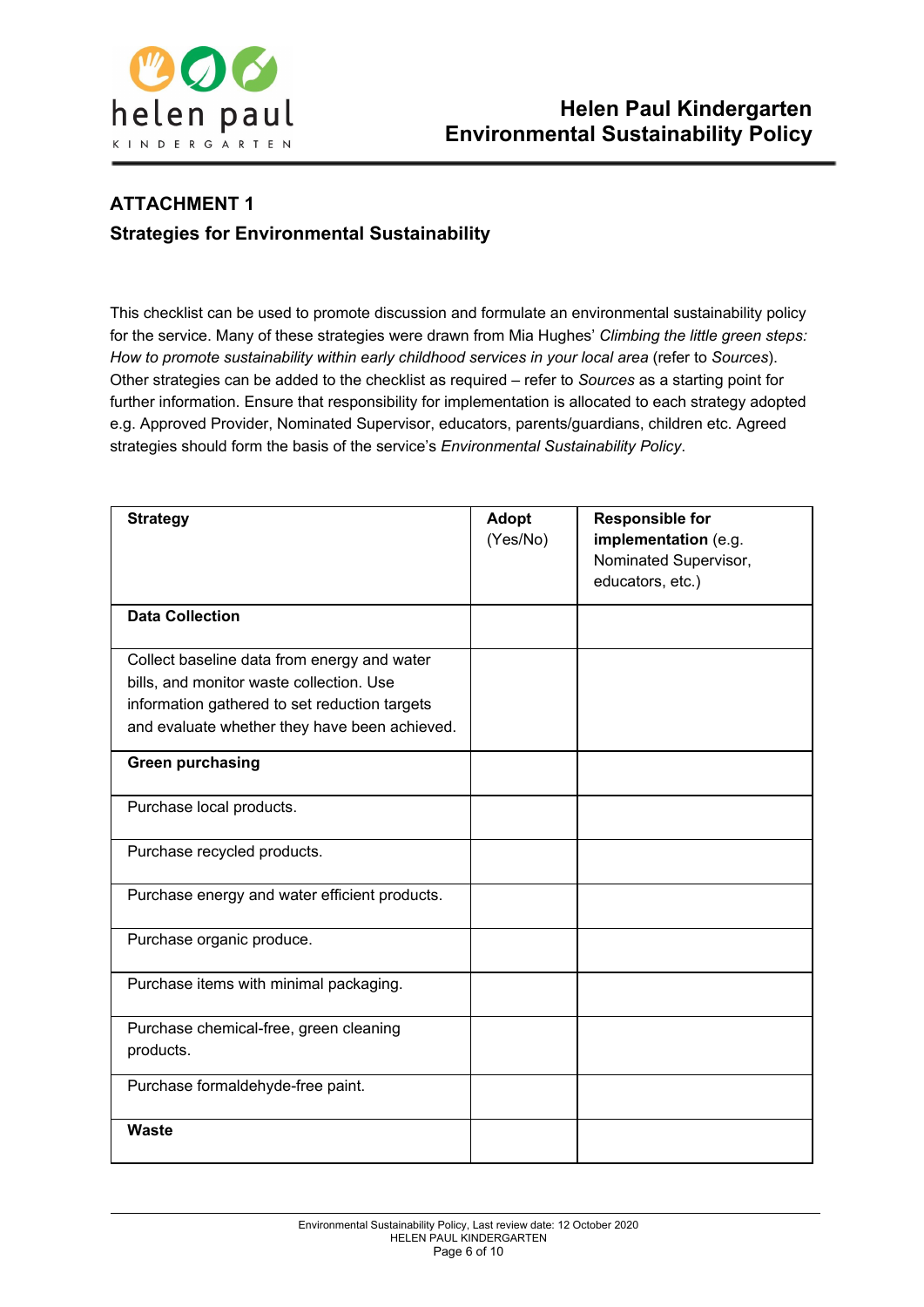## ATTACHMENT 1

### Strategies for Environmental Sustainability

This checklist can be used to promote discussion and formulate an environmental sustainability policy for the service. Many of these strategies were drawn from Mia Hughes' *Climbing the little green steps: How to promote sustainability within early childhood services in your local area* (refer to *Sources*). Other strategies can be added to the checklist as required – refer to *Sources* as a starting point for further information. Ensure that responsibility for implementation is allocated to each strategy adopted e.g. Approved Provider, Nominated Supervisor, educators, parents/guardians, children etc. Agreed strategies should form the basis of the service's *Environmental Sustainability Policy*.

| **Strategy** | **Adopt** (Yes/No) | **Responsible for implementation** (e.g. Nominated Supervisor, educators, etc.) |
|---|---|---|
| **Data Collection** | | |
| Collect baseline data from energy and water bills, and monitor waste collection. Use information gathered to set reduction targets and evaluate whether they have been achieved. | | |
| **Green purchasing** | | |
| Purchase local products. | | |
| Purchase recycled products. | | |
| Purchase energy and water efficient products. | | |
| Purchase organic produce. | | |
| Purchase items with minimal packaging. | | |
| Purchase chemical-free, green cleaning products. | | |
| Purchase formaldehyde-free paint. | | |
| **Waste** | | |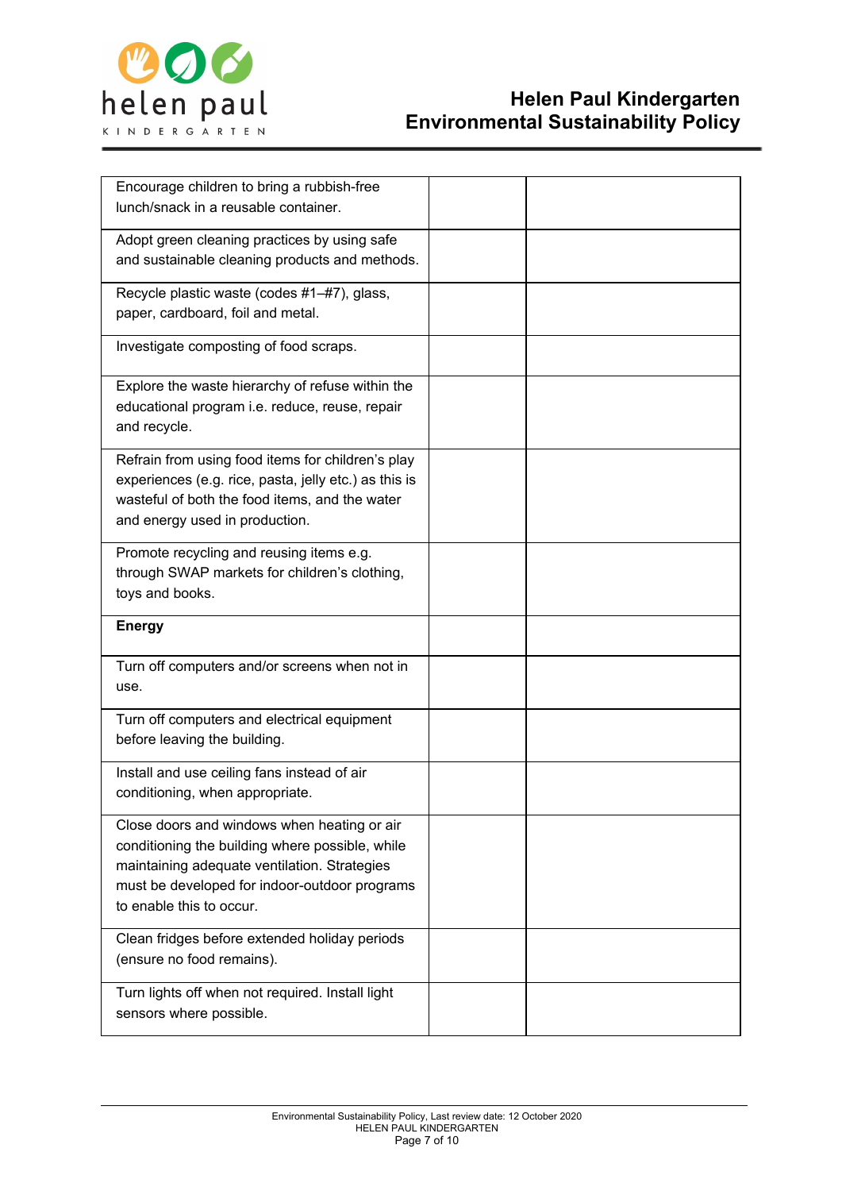| | | |
|---|---|---|
| Encourage children to bring a rubbish-free lunch/snack in a reusable container. | | |
| Adopt green cleaning practices by using safe and sustainable cleaning products and methods. | | |
| Recycle plastic waste (codes #1–#7), glass, paper, cardboard, foil and metal. | | |
| Investigate composting of food scraps. | | |
| Explore the waste hierarchy of refuse within the educational program i.e. reduce, reuse, repair and recycle. | | |
| Refrain from using food items for children's play experiences (e.g. rice, pasta, jelly etc.) as this is wasteful of both the food items, and the water and energy used in production. | | |
| Promote recycling and reusing items e.g. through SWAP markets for children's clothing, toys and books. | | |
| **Energy** | | |
| Turn off computers and/or screens when not in use. | | |
| Turn off computers and electrical equipment before leaving the building. | | |
| Install and use ceiling fans instead of air conditioning, when appropriate. | | |
| Close doors and windows when heating or air conditioning the building where possible, while maintaining adequate ventilation. Strategies must be developed for indoor-outdoor programs to enable this to occur. | | |
| Clean fridges before extended holiday periods (ensure no food remains). | | |
| Turn lights off when not required. Install light sensors where possible. | | |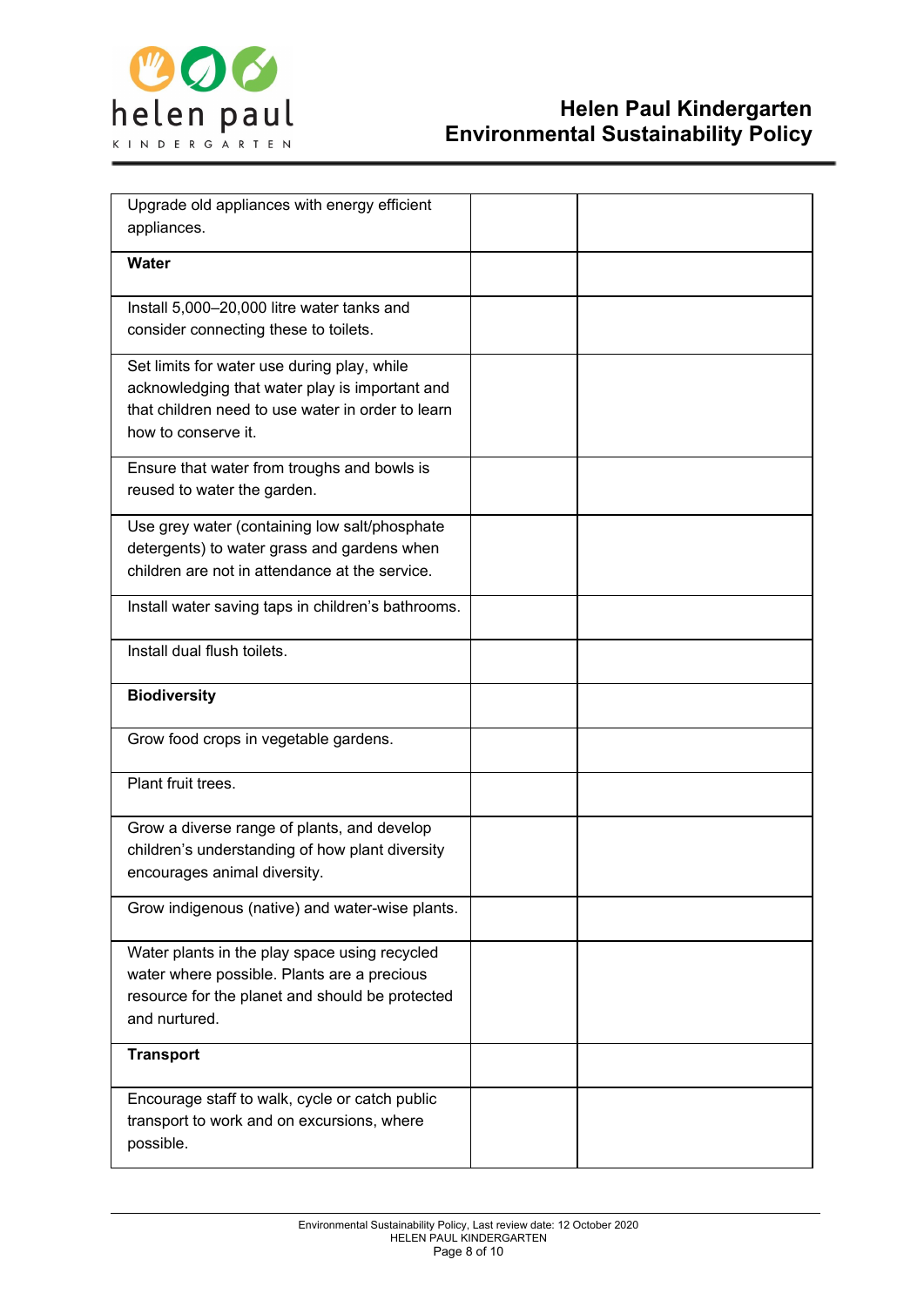| | | |
|---|---|---|
| Upgrade old appliances with energy efficient appliances. | | |
| **Water** | | |
| Install 5,000–20,000 litre water tanks and consider connecting these to toilets. | | |
| Set limits for water use during play, while acknowledging that water play is important and that children need to use water in order to learn how to conserve it. | | |
| Ensure that water from troughs and bowls is reused to water the garden. | | |
| Use grey water (containing low salt/phosphate detergents) to water grass and gardens when children are not in attendance at the service. | | |
| Install water saving taps in children's bathrooms. | | |
| Install dual flush toilets. | | |
| **Biodiversity** | | |
| Grow food crops in vegetable gardens. | | |
| Plant fruit trees. | | |
| Grow a diverse range of plants, and develop children's understanding of how plant diversity encourages animal diversity. | | |
| Grow indigenous (native) and water-wise plants. | | |
| Water plants in the play space using recycled water where possible. Plants are a precious resource for the planet and should be protected and nurtured. | | |
| **Transport** | | |
| Encourage staff to walk, cycle or catch public transport to work and on excursions, where possible. | | |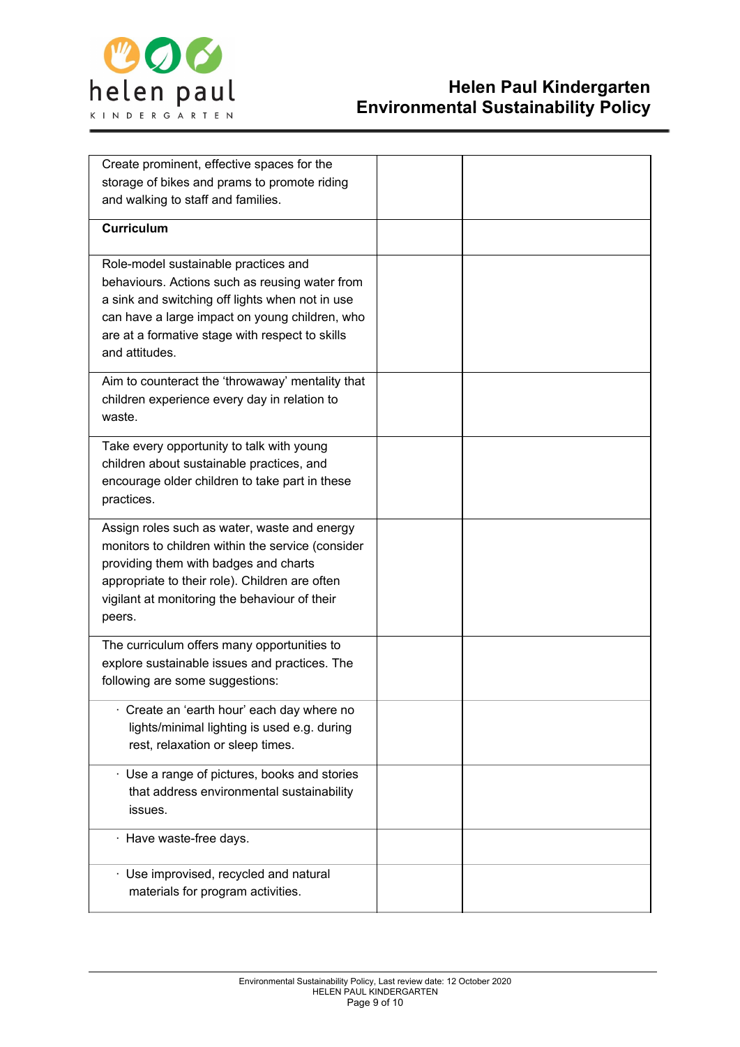| | | |
|---|---|---|
| Create prominent, effective spaces for the storage of bikes and prams to promote riding and walking to staff and families. | | |
| **Curriculum** | | |
| Role-model sustainable practices and behaviours. Actions such as reusing water from a sink and switching off lights when not in use can have a large impact on young children, who are at a formative stage with respect to skills and attitudes. | | |
| Aim to counteract the 'throwaway' mentality that children experience every day in relation to waste. | | |
| Take every opportunity to talk with young children about sustainable practices, and encourage older children to take part in these practices. | | |
| Assign roles such as water, waste and energy monitors to children within the service (consider providing them with badges and charts appropriate to their role). Children are often vigilant at monitoring the behaviour of their peers. | | |
| The curriculum offers many opportunities to explore sustainable issues and practices. The following are some suggestions: | | |
| · Create an 'earth hour' each day where no lights/minimal lighting is used e.g. during rest, relaxation or sleep times. | | |
| · Use a range of pictures, books and stories that address environmental sustainability issues. | | |
| · Have waste-free days. | | |
| · Use improvised, recycled and natural materials for program activities. | | |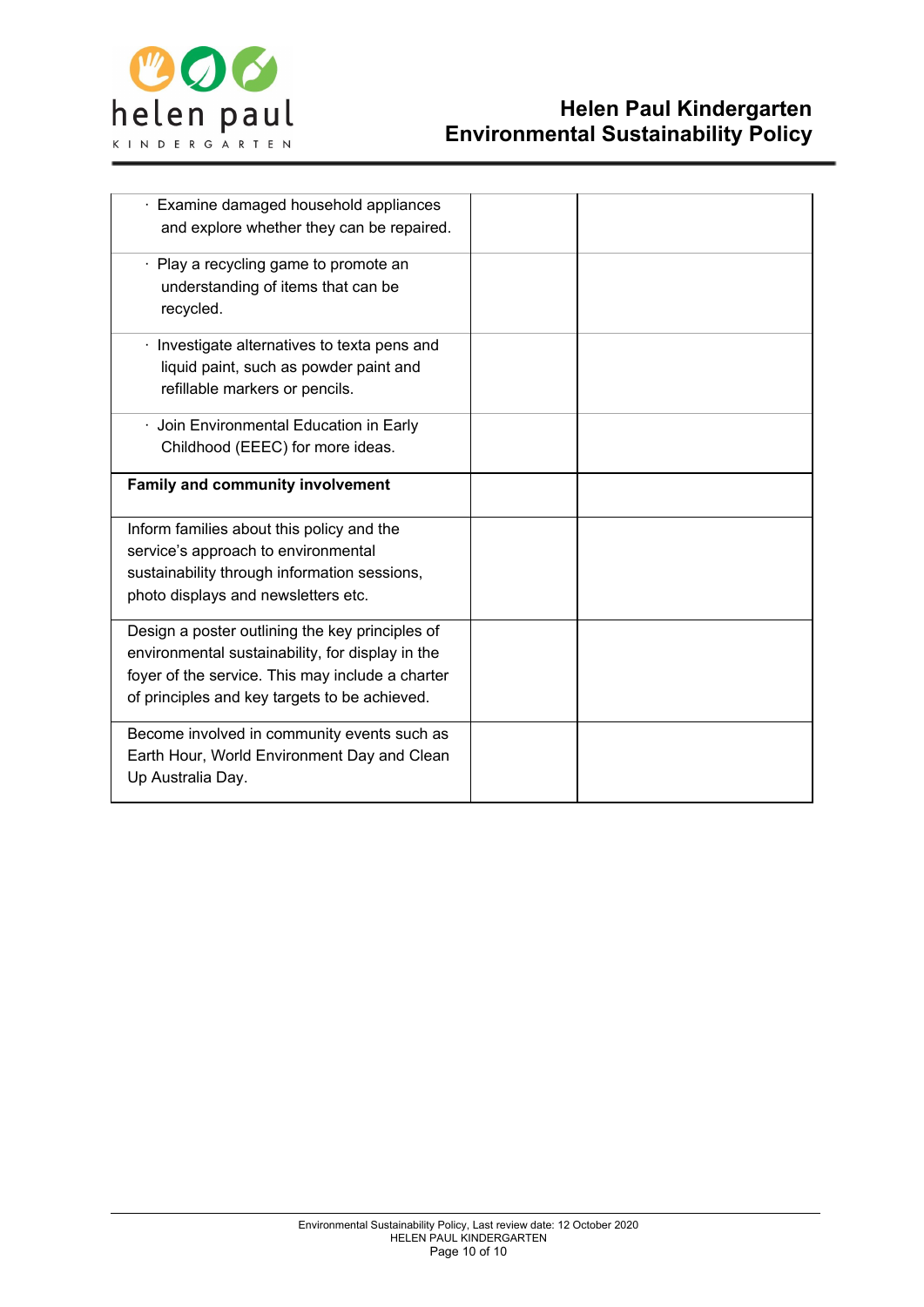| | | |
|---|---|---|
| · Examine damaged household appliances and explore whether they can be repaired. | | |
| · Play a recycling game to promote an understanding of items that can be recycled. | | |
| · Investigate alternatives to texta pens and liquid paint, such as powder paint and refillable markers or pencils. | | |
| · Join Environmental Education in Early Childhood (EEEC) for more ideas. | | |
| **Family and community involvement** | | |
| Inform families about this policy and the service's approach to environmental sustainability through information sessions, photo displays and newsletters etc. | | |
| Design a poster outlining the key principles of environmental sustainability, for display in the foyer of the service. This may include a charter of principles and key targets to be achieved. | | |
| Become involved in community events such as Earth Hour, World Environment Day and Clean Up Australia Day. | | |